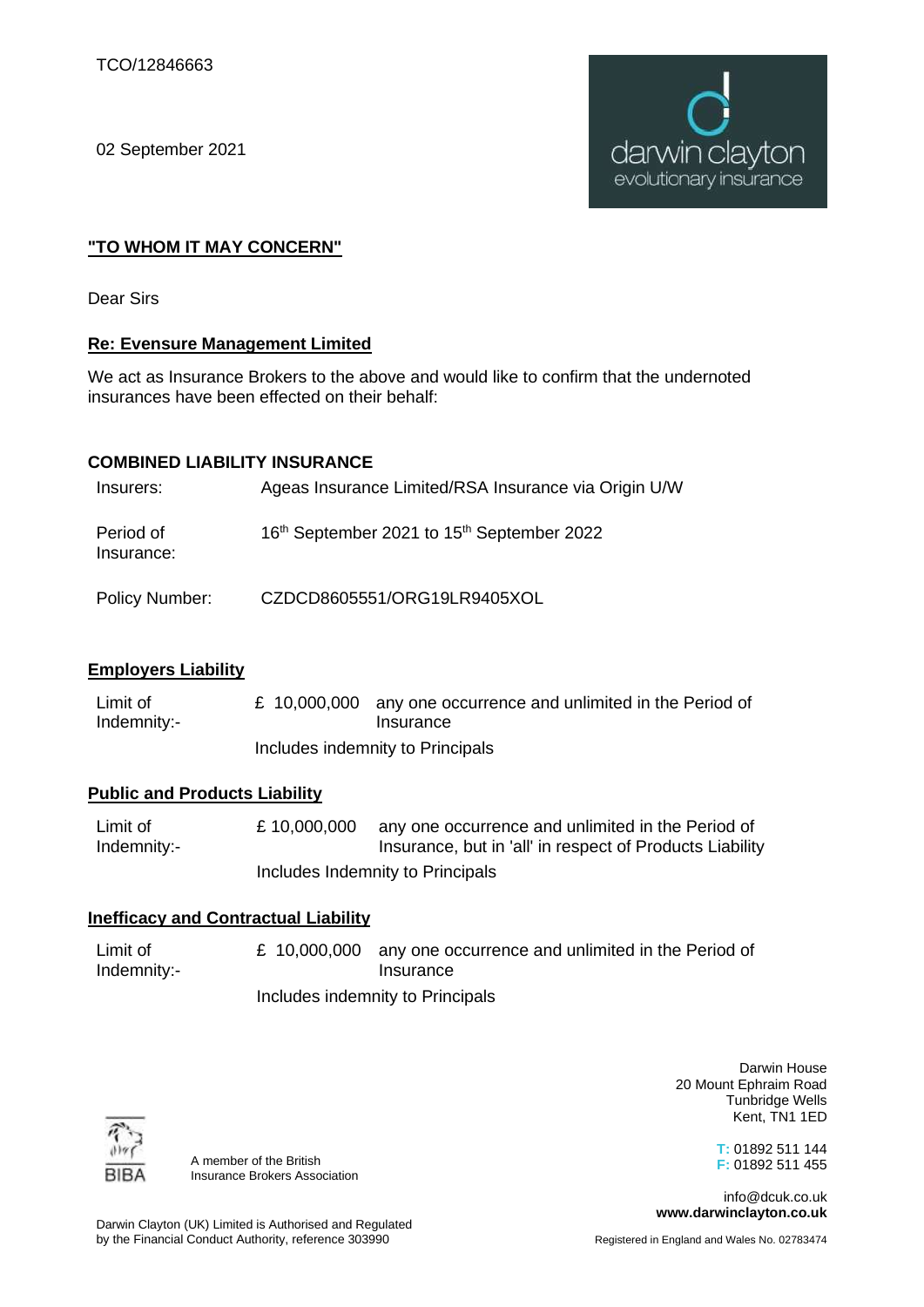TCO/12846663

02 September 2021

**"TO WHOM IT MAY CONCERN"**

Dear Sirs

**Re: Evensure Management Limited**

We act as Insurance Brokers to the above and would like to confirm that the undernoted insurances have been effected on their behalf:

**COMBINED LIABILITY INSURANCE**

| | |
|---|---|
| Insurers: | Ageas Insurance Limited/RSA Insurance via Origin U/W |
| Period of Insurance: | 16th September 2021 to 15th September 2022 |
| Policy Number: | CZDCD8605551/ORG19LR9405XOL |

**Employers Liability**

| | | |
|---|---|---|
| Limit of Indemnity:- | £ 10,000,000 | any one occurrence and unlimited in the Period of Insurance |
| | Includes indemnity to Principals | |

**Public and Products Liability**

| | | |
|---|---|---|
| Limit of Indemnity:- | £ 10,000,000 | any one occurrence and unlimited in the Period of Insurance, but in 'all' in respect of Products Liability |
| | Includes Indemnity to Principals | |

**Inefficacy and Contractual Liability**

| | | |
|---|---|---|
| Limit of Indemnity:- | £ 10,000,000 | any one occurrence and unlimited in the Period of Insurance |
| | Includes indemnity to Principals | |

A member of the British Insurance Brokers Association

Darwin House
20 Mount Ephraim Road
Tunbridge Wells
Kent, TN1 1ED

T: 01892 511 144
F: 01892 511 455

info@dcuk.co.uk
**www.darwinclayton.co.uk**

Darwin Clayton (UK) Limited is Authorised and Regulated by the Financial Conduct Authority, reference 303990

Registered in England and Wales No. 02783474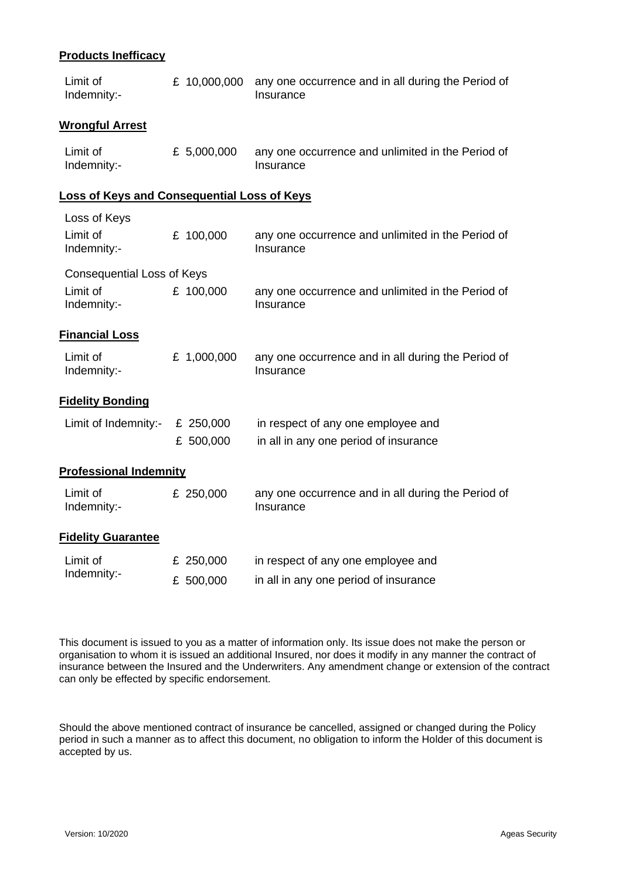**Products Inefficacy**

| | | |
|---|---|---|
| Limit of Indemnity:- | £ 10,000,000 | any one occurrence and in all during the Period of Insurance |

**Wrongful Arrest**

| | | |
|---|---|---|
| Limit of Indemnity:- | £ 5,000,000 | any one occurrence and unlimited in the Period of Insurance |

**Loss of Keys and Consequential Loss of Keys**

Loss of Keys

| | | |
|---|---|---|
| Limit of Indemnity:- | £ 100,000 | any one occurrence and unlimited in the Period of Insurance |

Consequential Loss of Keys

| | | |
|---|---|---|
| Limit of Indemnity:- | £ 100,000 | any one occurrence and unlimited in the Period of Insurance |

**Financial Loss**

| | | |
|---|---|---|
| Limit of Indemnity:- | £ 1,000,000 | any one occurrence and in all during the Period of Insurance |

**Fidelity Bonding**

| | | |
|---|---|---|
| Limit of Indemnity:- | £ 250,000 | in respect of any one employee and |
| | £ 500,000 | in all in any one period of insurance |

**Professional Indemnity**

| | | |
|---|---|---|
| Limit of Indemnity:- | £ 250,000 | any one occurrence and in all during the Period of Insurance |

**Fidelity Guarantee**

| | | |
|---|---|---|
| Limit of Indemnity:- | £ 250,000 | in respect of any one employee and |
| | £ 500,000 | in all in any one period of insurance |

This document is issued to you as a matter of information only. Its issue does not make the person or organisation to whom it is issued an additional Insured, nor does it modify in any manner the contract of insurance between the Insured and the Underwriters. Any amendment change or extension of the contract can only be effected by specific endorsement.

Should the above mentioned contract of insurance be cancelled, assigned or changed during the Policy period in such a manner as to affect this document, no obligation to inform the Holder of this document is accepted by us.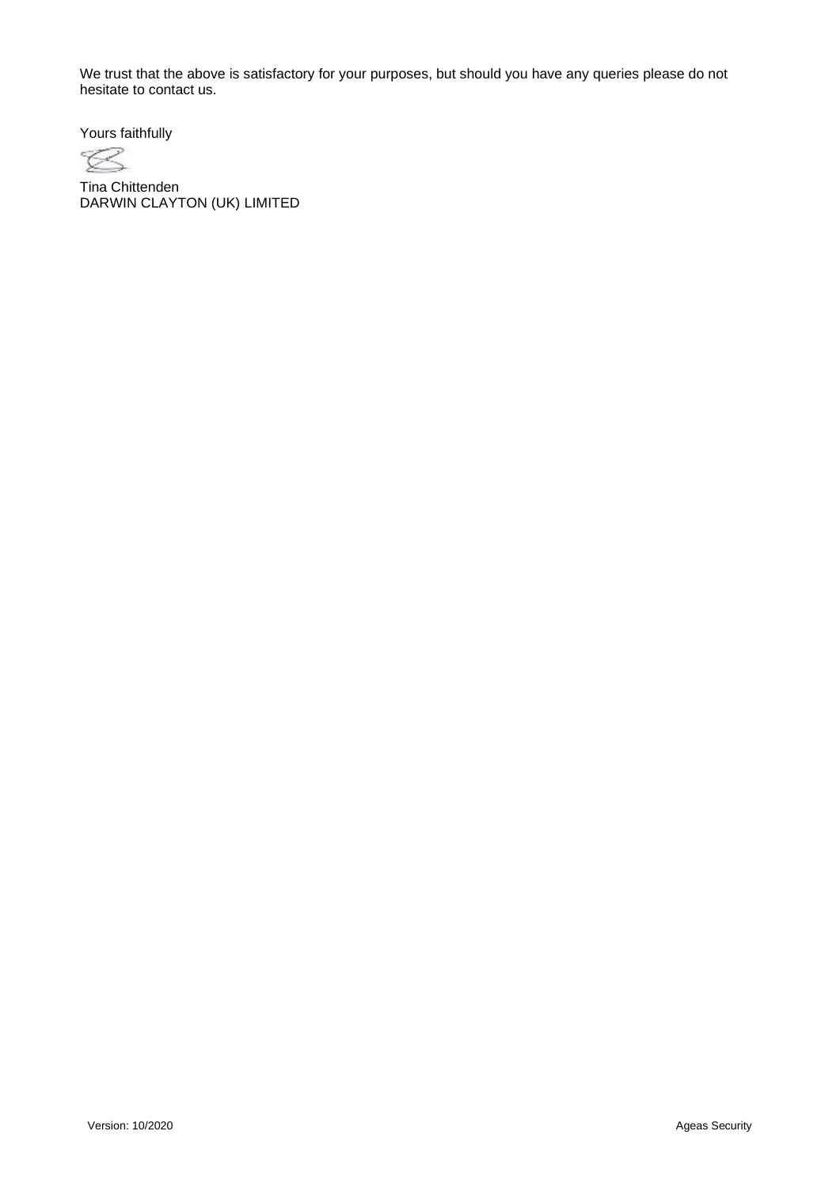We trust that the above is satisfactory for your purposes, but should you have any queries please do not hesitate to contact us.

Yours faithfully

Tina Chittenden
DARWIN CLAYTON (UK) LIMITED